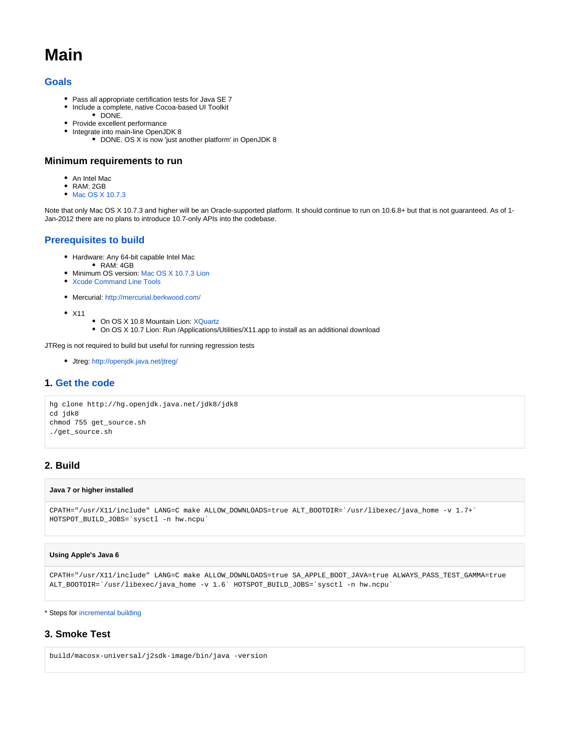# Main

## Goals

- Pass all appropriate certification tests for Java SE 7
- Include a complete, native Cocoa-based UI Toolkit
    - DONE.
- Provide excellent performance
- Integrate into main-line OpenJDK 8
    - DONE. OS X is now 'just another platform' in OpenJDK 8

### Minimum requirements to run

- An Intel Mac
- RAM: 2GB
- Mac OS X 10.7.3

Note that only Mac OS X 10.7.3 and higher will be an Oracle-supported platform. It should continue to run on 10.6.8+ but that is not guaranteed. As of 1-Jan-2012 there are no plans to introduce 10.7-only APIs into the codebase.

## Prerequisites to build

- Hardware: Any 64-bit capable Intel Mac
    - RAM: 4GB
- Minimum OS version: Mac OS X 10.7.3 Lion
- Xcode Command Line Tools

- Mercurial: http://mercurial.berkwood.com/

- X11
    - On OS X 10.8 Mountain Lion: XQuartz
    - On OS X 10.7 Lion: Run /Applications/Utilities/X11.app to install as an additional download

JTReg is not required to build but useful for running regression tests

- Jtreg: http://openjdk.java.net/jtreg/

### 1. Get the code

```
hg clone http://hg.openjdk.java.net/jdk8/jdk8
cd jdk8
chmod 755 get_source.sh
./get_source.sh
```

### 2. Build

**Java 7 or higher installed**

```
CPATH="/usr/X11/include" LANG=C make ALLOW_DOWNLOADS=true ALT_BOOTDIR=`/usr/libexec/java_home -v 1.7+`
HOTSPOT_BUILD_JOBS=`sysctl -n hw.ncpu`
```

**Using Apple's Java 6**

```
CPATH="/usr/X11/include" LANG=C make ALLOW_DOWNLOADS=true SA_APPLE_BOOT_JAVA=true ALWAYS_PASS_TEST_GAMMA=true
ALT_BOOTDIR=`/usr/libexec/java_home -v 1.6` HOTSPOT_BUILD_JOBS=`sysctl -n hw.ncpu`
```

* Steps for incremental building

### 3. Smoke Test

```
build/macosx-universal/j2sdk-image/bin/java -version
```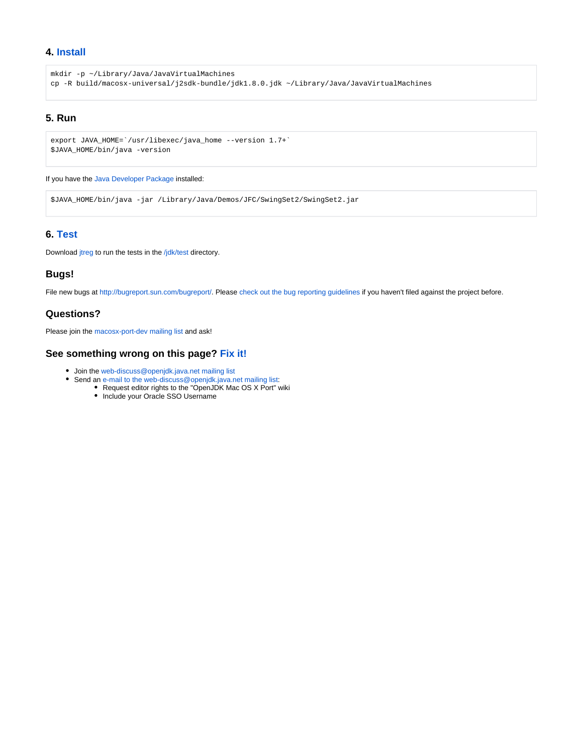### 4. Install

```
mkdir -p ~/Library/Java/JavaVirtualMachines
cp -R build/macosx-universal/j2sdk-bundle/jdk1.8.0.jdk ~/Library/Java/JavaVirtualMachines
```

### 5. Run

```
export JAVA_HOME=`/usr/libexec/java_home --version 1.7+`
$JAVA_HOME/bin/java -version
```

If you have the Java Developer Package installed:

```
$JAVA_HOME/bin/java -jar /Library/Java/Demos/JFC/SwingSet2/SwingSet2.jar
```

### 6. Test

Download jtreg to run the tests in the /jdk/test directory.

### Bugs!

File new bugs at http://bugreport.sun.com/bugreport/. Please check out the bug reporting guidelines if you haven't filed against the project before.

### Questions?

Please join the macosx-port-dev mailing list and ask!

### See something wrong on this page? Fix it!

- Join the web-discuss@openjdk.java.net mailing list
- Send an e-mail to the web-discuss@openjdk.java.net mailing list:
  - Request editor rights to the "OpenJDK Mac OS X Port" wiki
  - Include your Oracle SSO Username